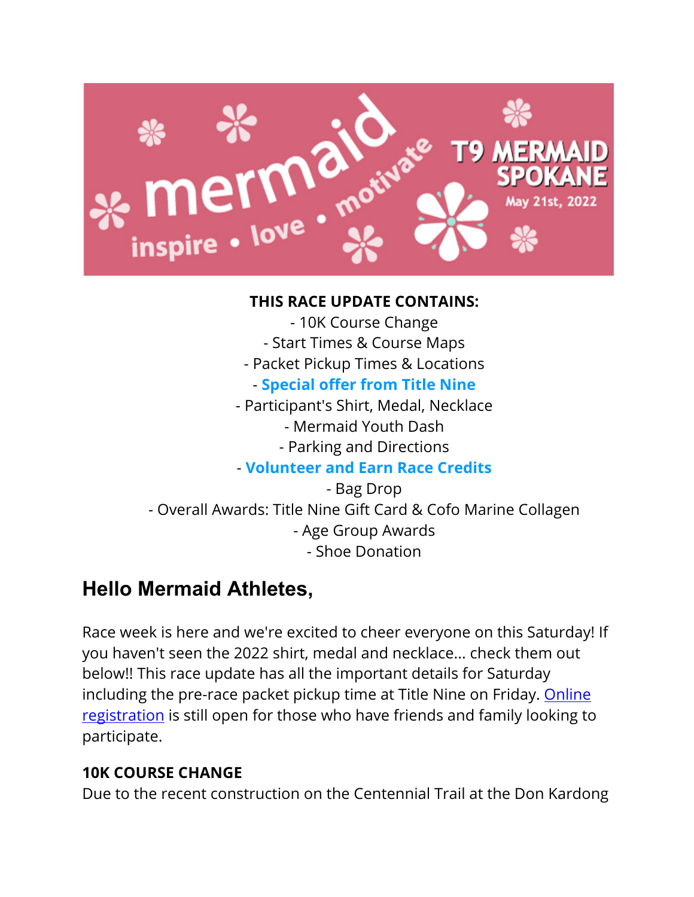**THIS RACE UPDATE CONTAINS:**
- 10K Course Change
- Start Times & Course Maps
- Packet Pickup Times & Locations
- **Special offer from Title Nine**
- Participant's Shirt, Medal, Necklace
- Mermaid Youth Dash
- Parking and Directions
- **Volunteer and Earn Race Credits**
- Bag Drop
- Overall Awards: Title Nine Gift Card & Cofo Marine Collagen
- Age Group Awards
- Shoe Donation

## Hello Mermaid Athletes,

Race week is here and we're excited to cheer everyone on this Saturday! If you haven't seen the 2022 shirt, medal and necklace... check them out below!! This race update has all the important details for Saturday including the pre-race packet pickup time at Title Nine on Friday. Online registration is still open for those who have friends and family looking to participate.

**10K COURSE CHANGE**

Due to the recent construction on the Centennial Trail at the Don Kardong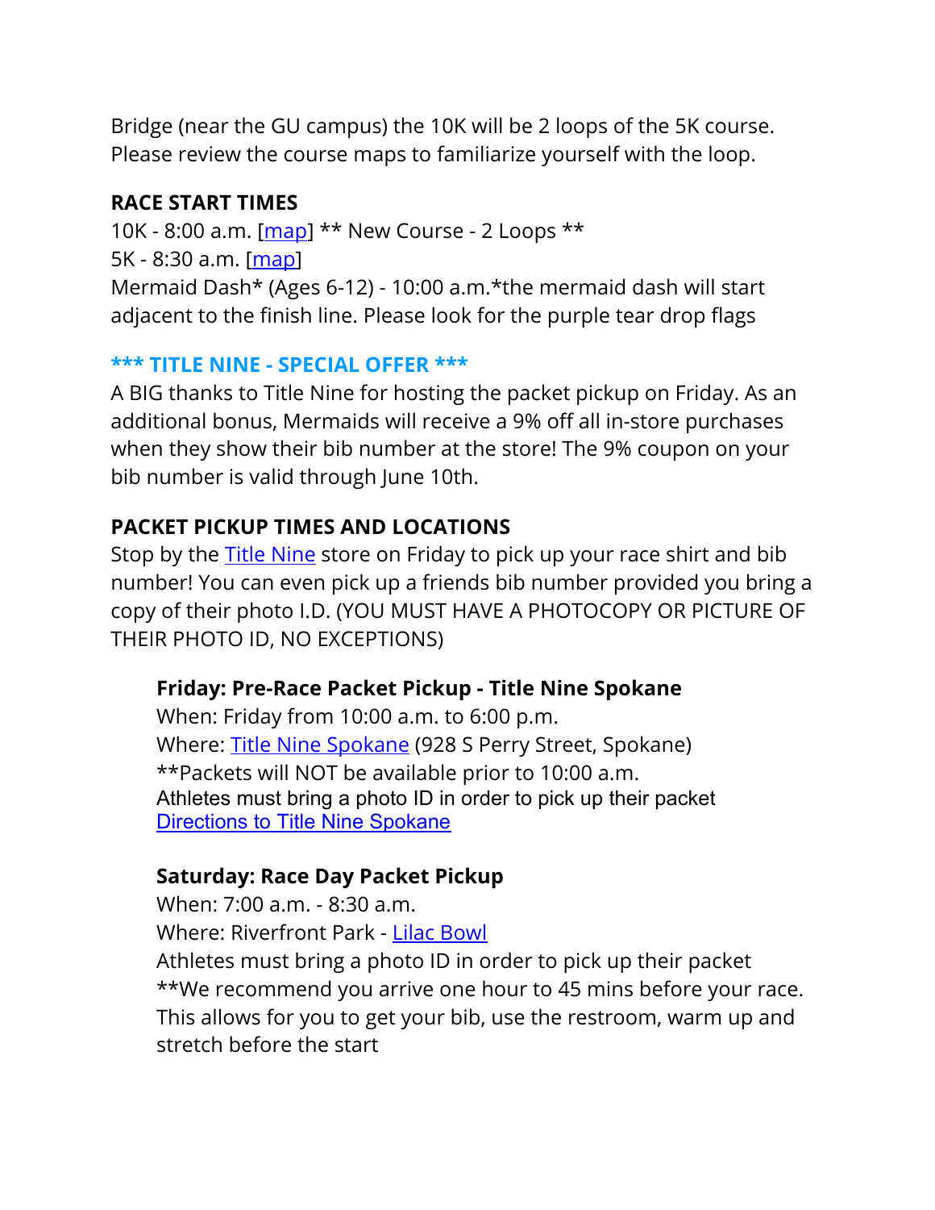Bridge (near the GU campus) the 10K will be 2 loops of the 5K course. Please review the course maps to familiarize yourself with the loop.

**RACE START TIMES**

10K - 8:00 a.m. [map] ** New Course - 2 Loops **
5K - 8:30 a.m. [map]
Mermaid Dash* (Ages 6-12) - 10:00 a.m.*the mermaid dash will start adjacent to the finish line. Please look for the purple tear drop flags

**\*\*\* TITLE NINE - SPECIAL OFFER \*\*\***

A BIG thanks to Title Nine for hosting the packet pickup on Friday. As an additional bonus, Mermaids will receive a 9% off all in-store purchases when they show their bib number at the store! The 9% coupon on your bib number is valid through June 10th.

**PACKET PICKUP TIMES AND LOCATIONS**

Stop by the Title Nine store on Friday to pick up your race shirt and bib number! You can even pick up a friends bib number provided you bring a copy of their photo I.D. (YOU MUST HAVE A PHOTOCOPY OR PICTURE OF THEIR PHOTO ID, NO EXCEPTIONS)

**Friday: Pre-Race Packet Pickup - Title Nine Spokane**
When: Friday from 10:00 a.m. to 6:00 p.m.
Where: Title Nine Spokane (928 S Perry Street, Spokane)
**Packets will NOT be available prior to 10:00 a.m.
Athletes must bring a photo ID in order to pick up their packet
Directions to Title Nine Spokane

**Saturday: Race Day Packet Pickup**
When: 7:00 a.m. - 8:30 a.m.
Where: Riverfront Park - Lilac Bowl
Athletes must bring a photo ID in order to pick up their packet
**We recommend you arrive one hour to 45 mins before your race. This allows for you to get your bib, use the restroom, warm up and stretch before the start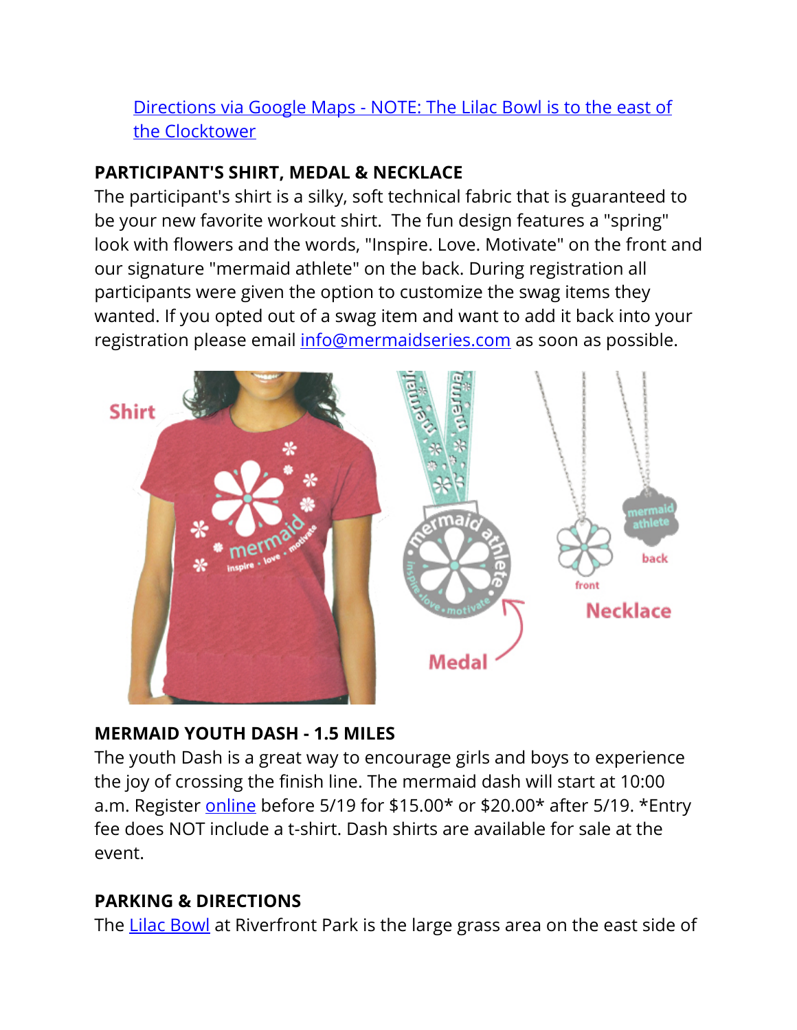[Directions via Google Maps - NOTE: The Lilac Bowl is to the east of the Clocktower]

**PARTICIPANT'S SHIRT, MEDAL & NECKLACE**
The participant's shirt is a silky, soft technical fabric that is guaranteed to be your new favorite workout shirt. The fun design features a "spring" look with flowers and the words, "Inspire. Love. Motivate" on the front and our signature "mermaid athlete" on the back. During registration all participants were given the option to customize the swag items they wanted. If you opted out of a swag item and want to add it back into your registration please email info@mermaidseries.com as soon as possible.

**MERMAID YOUTH DASH - 1.5 MILES**
The youth Dash is a great way to encourage girls and boys to experience the joy of crossing the finish line. The mermaid dash will start at 10:00 a.m. Register online before 5/19 for $15.00* or $20.00* after 5/19. *Entry fee does NOT include a t-shirt. Dash shirts are available for sale at the event.

**PARKING & DIRECTIONS**
The Lilac Bowl at Riverfront Park is the large grass area on the east side of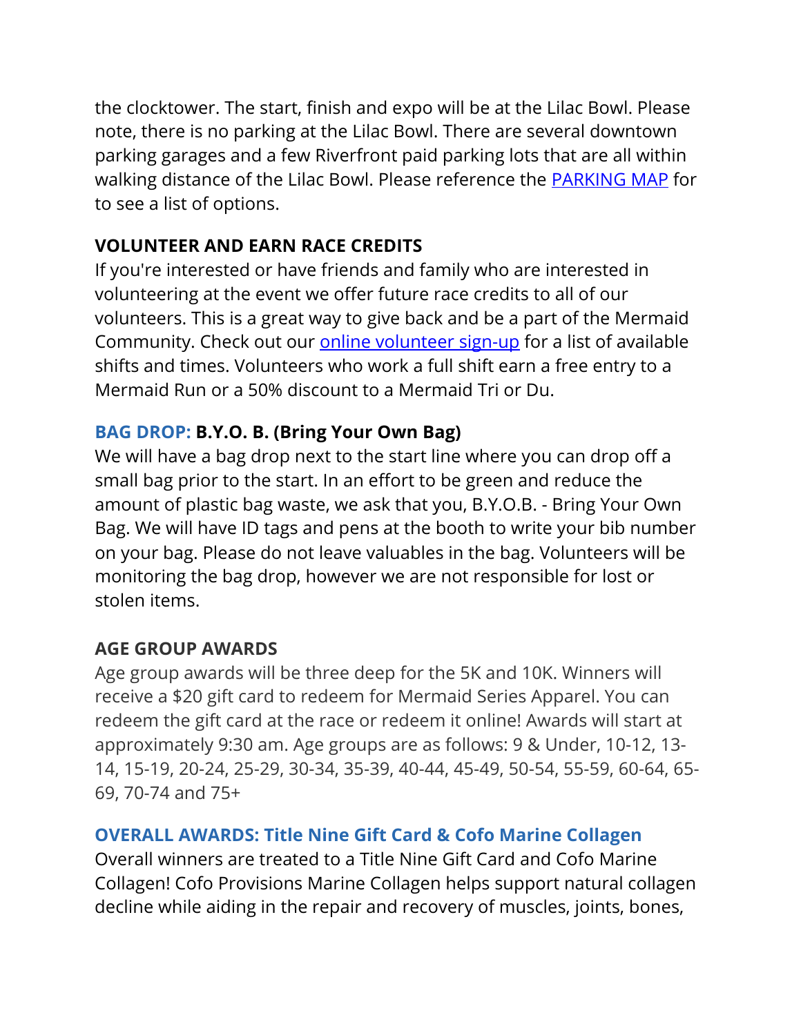the clocktower. The start, finish and expo will be at the Lilac Bowl. Please note, there is no parking at the Lilac Bowl. There are several downtown parking garages and a few Riverfront paid parking lots that are all within walking distance of the Lilac Bowl. Please reference the PARKING MAP for to see a list of options.

**VOLUNTEER AND EARN RACE CREDITS**

If you're interested or have friends and family who are interested in volunteering at the event we offer future race credits to all of our volunteers. This is a great way to give back and be a part of the Mermaid Community. Check out our online volunteer sign-up for a list of available shifts and times. Volunteers who work a full shift earn a free entry to a Mermaid Run or a 50% discount to a Mermaid Tri or Du.

**BAG DROP: B.Y.O. B. (Bring Your Own Bag)**

We will have a bag drop next to the start line where you can drop off a small bag prior to the start. In an effort to be green and reduce the amount of plastic bag waste, we ask that you, B.Y.O.B. - Bring Your Own Bag. We will have ID tags and pens at the booth to write your bib number on your bag. Please do not leave valuables in the bag. Volunteers will be monitoring the bag drop, however we are not responsible for lost or stolen items.

**AGE GROUP AWARDS**

Age group awards will be three deep for the 5K and 10K. Winners will receive a $20 gift card to redeem for Mermaid Series Apparel. You can redeem the gift card at the race or redeem it online! Awards will start at approximately 9:30 am. Age groups are as follows: 9 & Under, 10-12, 13-14, 15-19, 20-24, 25-29, 30-34, 35-39, 40-44, 45-49, 50-54, 55-59, 60-64, 65-69, 70-74 and 75+

**OVERALL AWARDS: Title Nine Gift Card & Cofo Marine Collagen**

Overall winners are treated to a Title Nine Gift Card and Cofo Marine Collagen! Cofo Provisions Marine Collagen helps support natural collagen decline while aiding in the repair and recovery of muscles, joints, bones,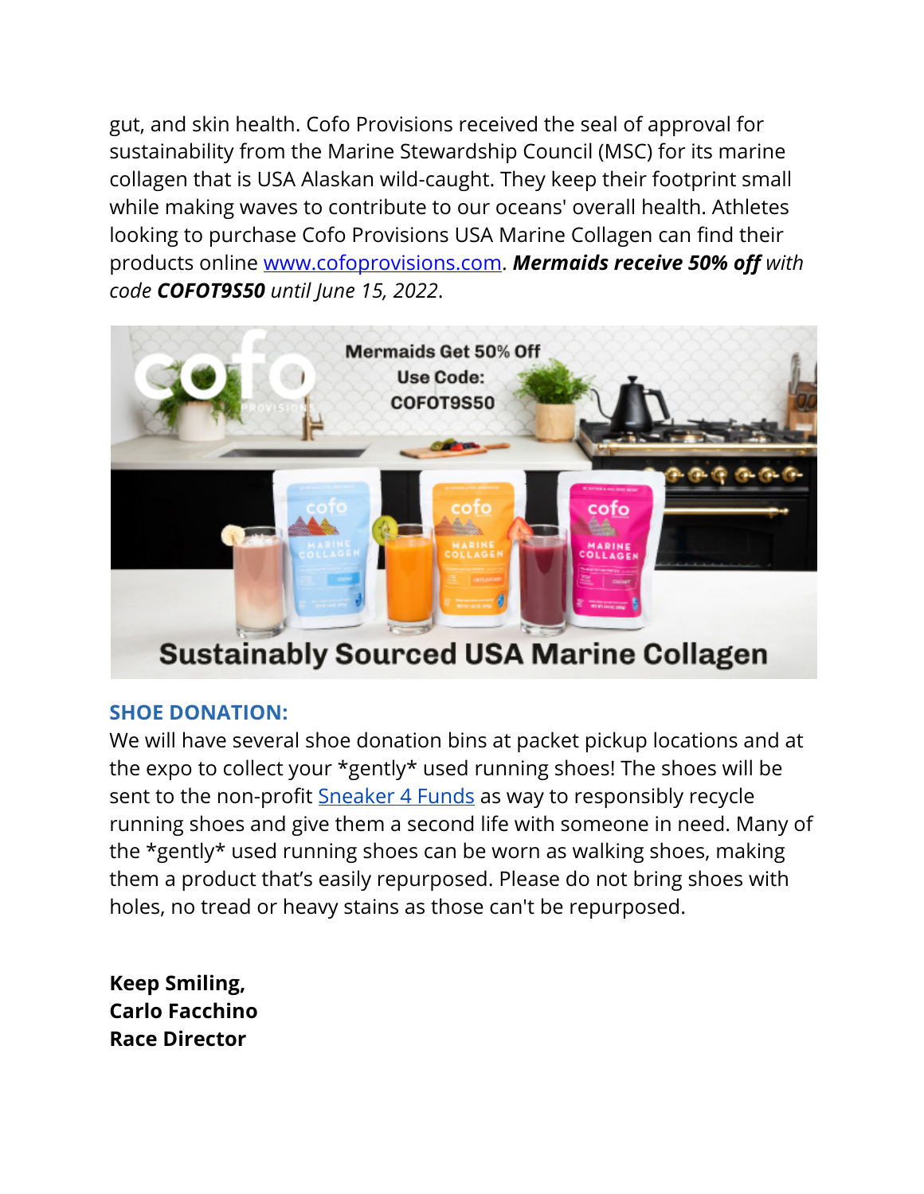gut, and skin health. Cofo Provisions received the seal of approval for sustainability from the Marine Stewardship Council (MSC) for its marine collagen that is USA Alaskan wild-caught. They keep their footprint small while making waves to contribute to our oceans' overall health. Athletes looking to purchase Cofo Provisions USA Marine Collagen can find their products online [www.cofoprovisions.com](http://www.cofoprovisions.com). ***Mermaids receive 50% off*** *with code* ***COFOT9S50*** *until June 15, 2022*.

Mermaids Get 50% Off
Use Code:
COFOT9S50

Sustainably Sourced USA Marine Collagen

### SHOE DONATION:

We will have several shoe donation bins at packet pickup locations and at the expo to collect your *gently* used running shoes! The shoes will be sent to the non-profit [Sneaker 4 Funds]() as way to responsibly recycle running shoes and give them a second life with someone in need. Many of the *gently* used running shoes can be worn as walking shoes, making them a product that's easily repurposed. Please do not bring shoes with holes, no tread or heavy stains as those can't be repurposed.

**Keep Smiling,**
**Carlo Facchino**
**Race Director**